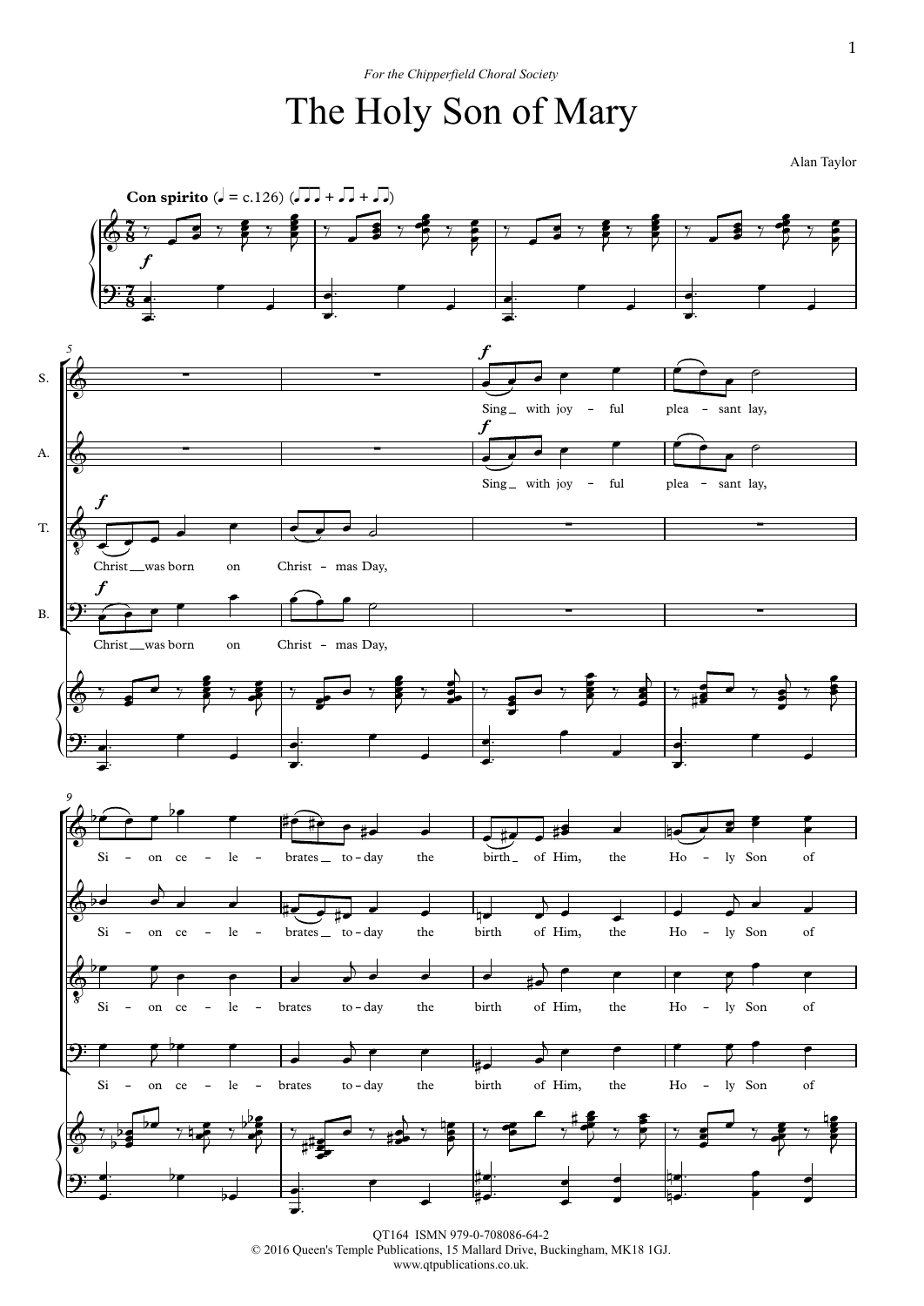*For the Chipperfield Choral Society*

# The Holy Son of Mary

Alan Taylor

**Con spirito** (♩ = c.126) (♪♪♪ + ♪♪ + ♪♪)

Christ was born on Christmas Day,

Sing with joyful pleasant lay,

Sion celebrates today the birth of Him, the Holy Son of

QT164 ISMN 979-0-708086-64-2
© 2016 Queen's Temple Publications, 15 Mallard Drive, Buckingham, MK18 1GJ.
www.qtpublications.co.uk.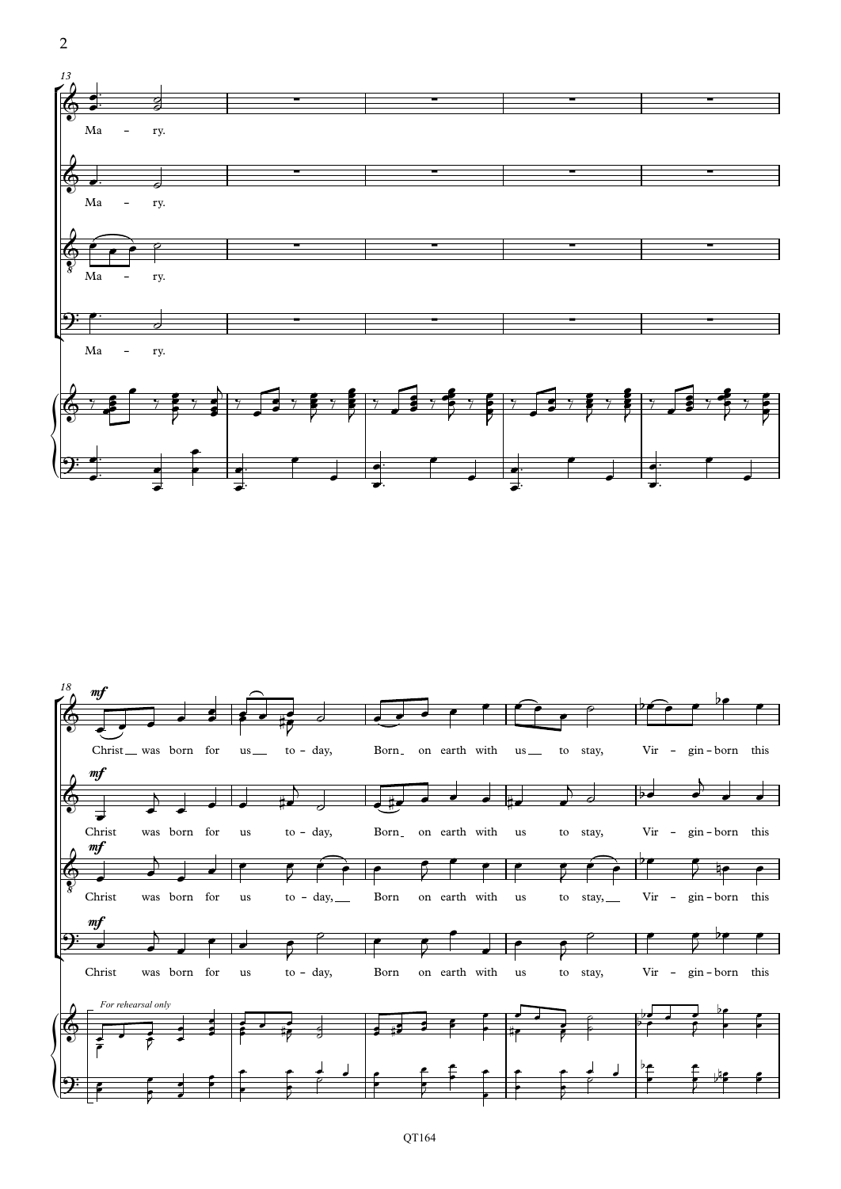13

Ma – ry.

Ma – ry.

Ma – ry.

Ma – ry.

18

*mf*

Christ was born for us to – day, Born on earth with us to stay, Vir – gin – born this

*mf*

Christ was born for us to – day, Born on earth with us to stay, Vir – gin – born this

*mf*

Christ was born for us to – day, Born on earth with us to stay, Vir – gin – born this

*mf*

Christ was born for us to – day, Born on earth with us to stay, Vir – gin – born this

*For rehearsal only*

QT164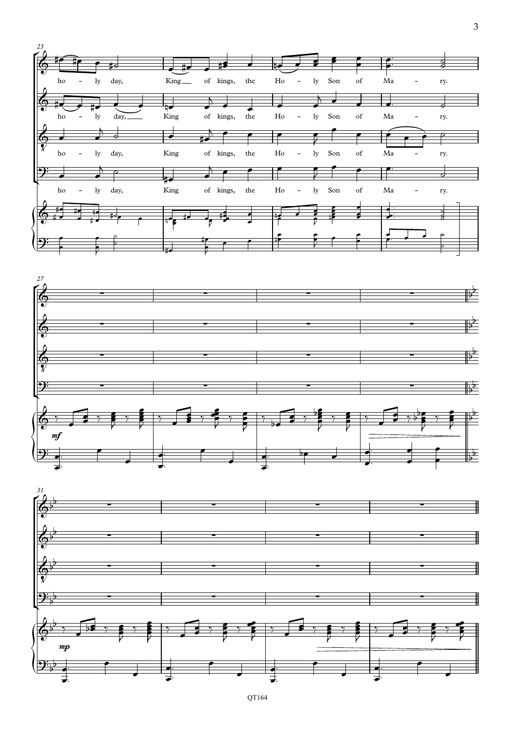23

ho – ly day, King of kings, the Ho – ly Son of Ma – ry.

ho – ly day, King of kings, the Ho – ly Son of Ma – ry.

ho – ly day, King of kings, the Ho – ly Son of Ma – ry.

ho – ly day, King of kings, the Ho – ly Son of Ma – ry.

27

*mf*

31

*mp*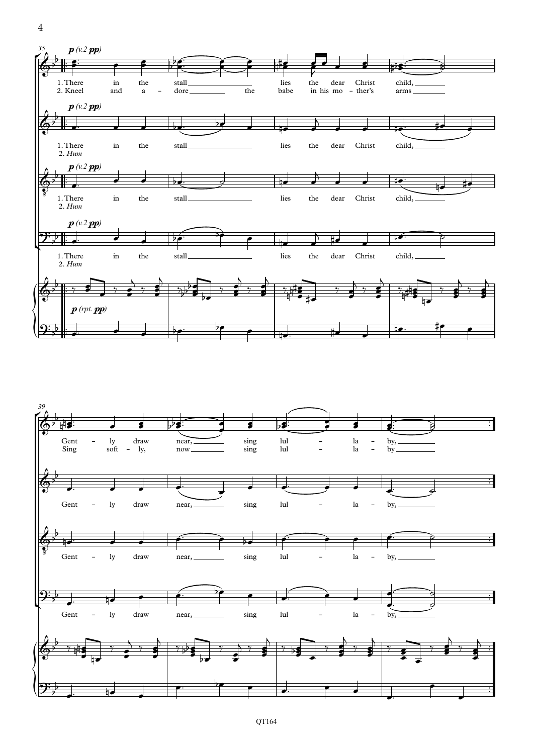1. There in the stall lies the dear Christ child,
Gently draw near, sing lullaby,

2. Kneel and adore the babe in his mother's arms
Sing softly, now sing lullaby

*p (v.2 pp)*

*p (rpt. pp)*